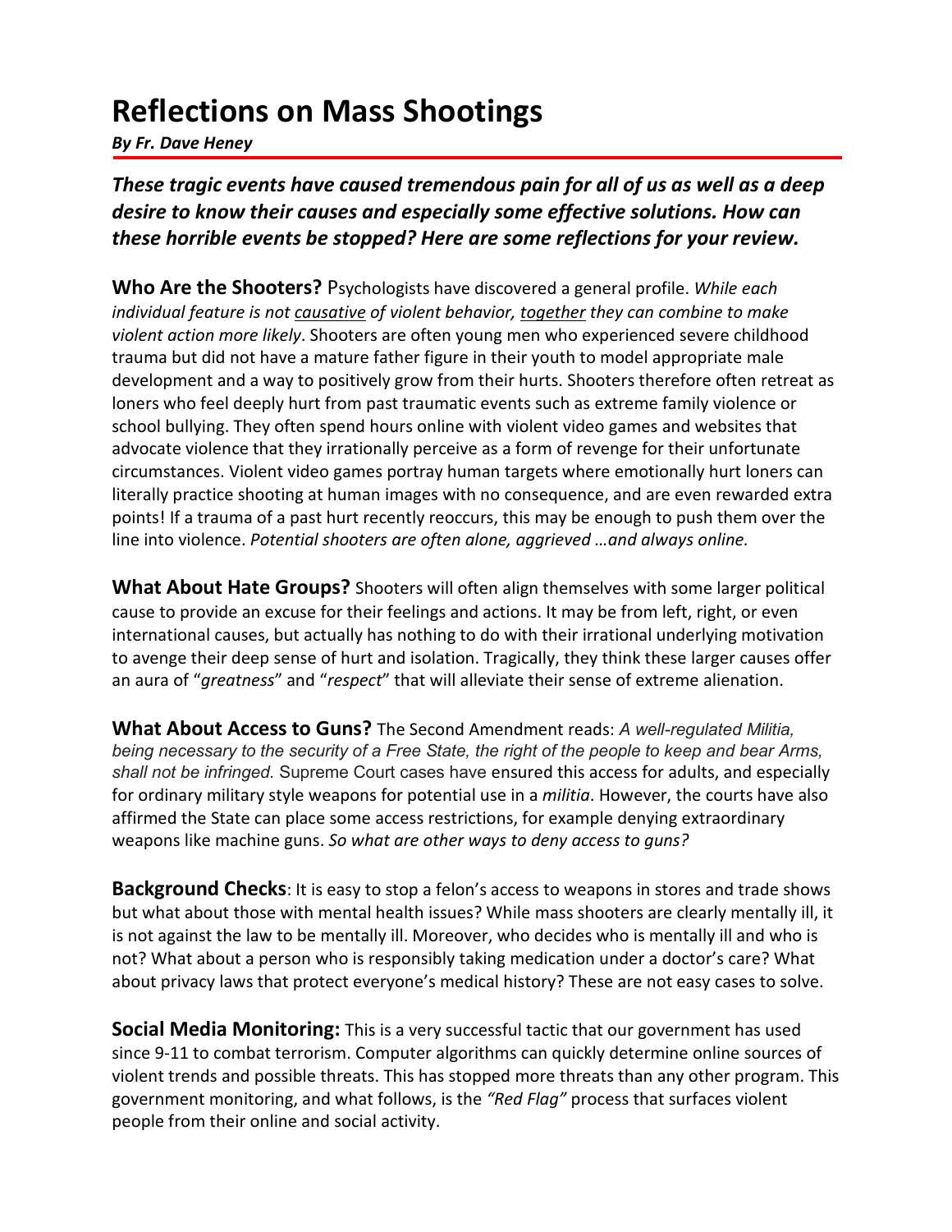# Reflections on Mass Shootings

***By Fr. Dave Heney***

***These tragic events have caused tremendous pain for all of us as well as a deep desire to know their causes and especially some effective solutions. How can these horrible events be stopped? Here are some reflections for your review.***

**Who Are the Shooters?** Psychologists have discovered a general profile. *While each individual feature is not <u>causative</u> of violent behavior, <u>together</u> they can combine to make violent action more likely*. Shooters are often young men who experienced severe childhood trauma but did not have a mature father figure in their youth to model appropriate male development and a way to positively grow from their hurts. Shooters therefore often retreat as loners who feel deeply hurt from past traumatic events such as extreme family violence or school bullying. They often spend hours online with violent video games and websites that advocate violence that they irrationally perceive as a form of revenge for their unfortunate circumstances. Violent video games portray human targets where emotionally hurt loners can literally practice shooting at human images with no consequence, and are even rewarded extra points! If a trauma of a past hurt recently reoccurs, this may be enough to push them over the line into violence. *Potential shooters are often alone, aggrieved …and always online.*

**What About Hate Groups?** Shooters will often align themselves with some larger political cause to provide an excuse for their feelings and actions. It may be from left, right, or even international causes, but actually has nothing to do with their irrational underlying motivation to avenge their deep sense of hurt and isolation. Tragically, they think these larger causes offer an aura of "*greatness*" and "*respect*" that will alleviate their sense of extreme alienation.

**What About Access to Guns?** The Second Amendment reads: *A well-regulated Militia, being necessary to the security of a Free State, the right of the people to keep and bear Arms, shall not be infringed.* Supreme Court cases have ensured this access for adults, and especially for ordinary military style weapons for potential use in a *militia*. However, the courts have also affirmed the State can place some access restrictions, for example denying extraordinary weapons like machine guns. *So what are other ways to deny access to guns?*

**Background Checks**: It is easy to stop a felon's access to weapons in stores and trade shows but what about those with mental health issues? While mass shooters are clearly mentally ill, it is not against the law to be mentally ill. Moreover, who decides who is mentally ill and who is not? What about a person who is responsibly taking medication under a doctor's care? What about privacy laws that protect everyone's medical history? These are not easy cases to solve.

**Social Media Monitoring:** This is a very successful tactic that our government has used since 9-11 to combat terrorism. Computer algorithms can quickly determine online sources of violent trends and possible threats. This has stopped more threats than any other program. This government monitoring, and what follows, is the *"Red Flag"* process that surfaces violent people from their online and social activity.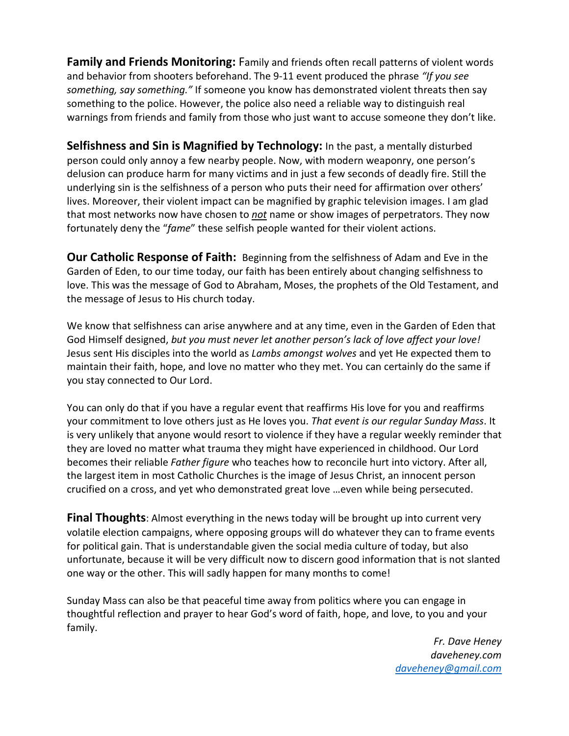**Family and Friends Monitoring:** Family and friends often recall patterns of violent words and behavior from shooters beforehand. The 9-11 event produced the phrase *"If you see something, say something."* If someone you know has demonstrated violent threats then say something to the police. However, the police also need a reliable way to distinguish real warnings from friends and family from those who just want to accuse someone they don't like.

**Selfishness and Sin is Magnified by Technology:** In the past, a mentally disturbed person could only annoy a few nearby people. Now, with modern weaponry, one person's delusion can produce harm for many victims and in just a few seconds of deadly fire. Still the underlying sin is the selfishness of a person who puts their need for affirmation over others' lives. Moreover, their violent impact can be magnified by graphic television images. I am glad that most networks now have chosen to ***not*** name or show images of perpetrators. They now fortunately deny the "*fame*" these selfish people wanted for their violent actions.

**Our Catholic Response of Faith:** Beginning from the selfishness of Adam and Eve in the Garden of Eden, to our time today, our faith has been entirely about changing selfishness to love. This was the message of God to Abraham, Moses, the prophets of the Old Testament, and the message of Jesus to His church today.

We know that selfishness can arise anywhere and at any time, even in the Garden of Eden that God Himself designed, *but you must never let another person's lack of love affect your love!* Jesus sent His disciples into the world as *Lambs amongst wolves* and yet He expected them to maintain their faith, hope, and love no matter who they met. You can certainly do the same if you stay connected to Our Lord.

You can only do that if you have a regular event that reaffirms His love for you and reaffirms your commitment to love others just as He loves you. *That event is our regular Sunday Mass*. It is very unlikely that anyone would resort to violence if they have a regular weekly reminder that they are loved no matter what trauma they might have experienced in childhood. Our Lord becomes their reliable *Father figure* who teaches how to reconcile hurt into victory. After all, the largest item in most Catholic Churches is the image of Jesus Christ, an innocent person crucified on a cross, and yet who demonstrated great love …even while being persecuted.

**Final Thoughts**: Almost everything in the news today will be brought up into current very volatile election campaigns, where opposing groups will do whatever they can to frame events for political gain. That is understandable given the social media culture of today, but also unfortunate, because it will be very difficult now to discern good information that is not slanted one way or the other. This will sadly happen for many months to come!

Sunday Mass can also be that peaceful time away from politics where you can engage in thoughtful reflection and prayer to hear God's word of faith, hope, and love, to you and your family.

*Fr. Dave Heney*
*daveheney.com*
*daveheney@gmail.com*